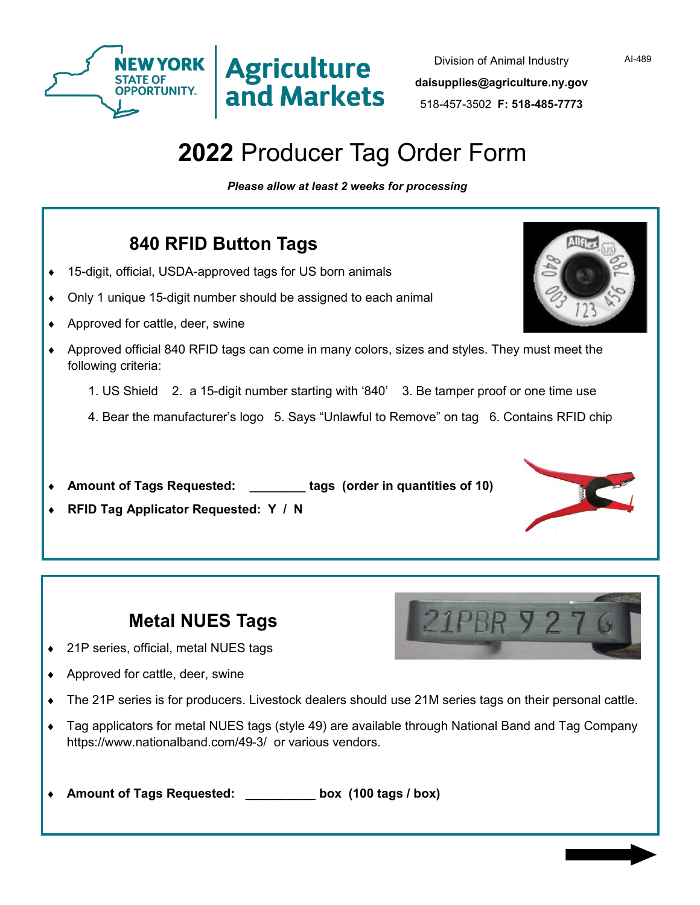NEW YORK STATE OF OPPORTUNITY. | Agriculture and Markets

Division of Animal Industry
**daisupplies@agriculture.ny.gov**
518-457-3502 **F: 518-485-7773**

AI-489

# **2022** Producer Tag Order Form

***Please allow at least 2 weeks for processing***

## 840 RFID Button Tags

- 15-digit, official, USDA-approved tags for US born animals
- Only 1 unique 15-digit number should be assigned to each animal
- Approved for cattle, deer, swine
- Approved official 840 RFID tags can come in many colors, sizes and styles. They must meet the following criteria:

  1. US Shield 2. a 15-digit number starting with '840' 3. Be tamper proof or one time use

  4. Bear the manufacturer's logo 5. Says "Unlawful to Remove" on tag 6. Contains RFID chip

- **Amount of Tags Requested: ________ tags (order in quantities of 10)**
- **RFID Tag Applicator Requested: Y / N**

## Metal NUES Tags

- 21P series, official, metal NUES tags
- Approved for cattle, deer, swine
- The 21P series is for producers. Livestock dealers should use 21M series tags on their personal cattle.
- Tag applicators for metal NUES tags (style 49) are available through National Band and Tag Company https://www.nationalband.com/49-3/ or various vendors.

- **Amount of Tags Requested: __________ box (100 tags / box)**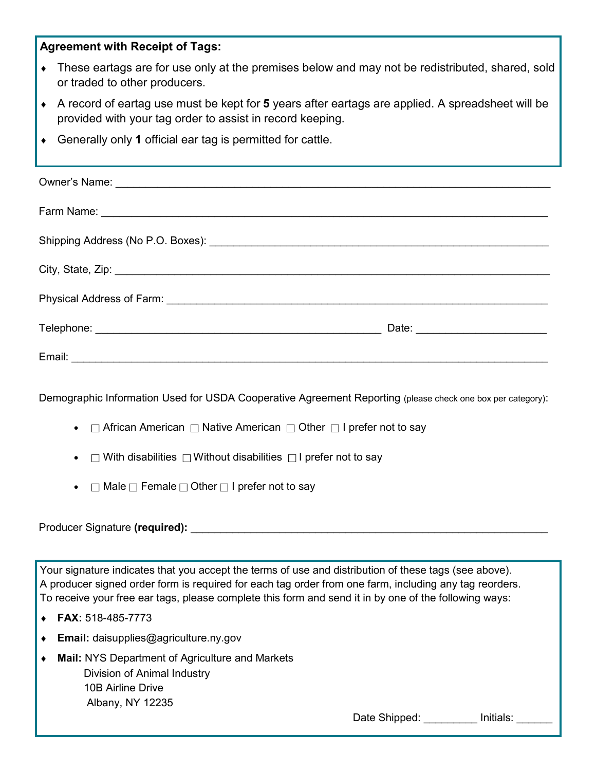**Agreement with Receipt of Tags:**

- These eartags are for use only at the premises below and may not be redistributed, shared, sold or traded to other producers.
- A record of eartag use must be kept for **5** years after eartags are applied. A spreadsheet will be provided with your tag order to assist in record keeping.
- Generally only **1** official ear tag is permitted for cattle.

Owner's Name: ___________________________________________________________________________

Farm Name: _____________________________________________________________________________

Shipping Address (No P.O. Boxes): ___________________________________________________________

City, State, Zip: __________________________________________________________________________

Physical Address of Farm: __________________________________________________________________

Telephone: ________________________________________________ Date: _____________________

Email: __________________________________________________________________________________

Demographic Information Used for USDA Cooperative Agreement Reporting (please check one box per category):

- ☐ African American ☐ Native American ☐ Other ☐ I prefer not to say
- ☐ With disabilities ☐ Without disabilities ☐ I prefer not to say
- ☐ Male ☐ Female ☐ Other ☐ I prefer not to say

Producer Signature **(required):** ______________________________________________________________

Your signature indicates that you accept the terms of use and distribution of these tags (see above).
A producer signed order form is required for each tag order from one farm, including any tag reorders.
To receive your free ear tags, please complete this form and send it in by one of the following ways:

- **FAX:** 518-485-7773
- **Email:** daisupplies@agriculture.ny.gov
- **Mail:** NYS Department of Agriculture and Markets
  Division of Animal Industry
  10B Airline Drive
  Albany, NY 12235

Date Shipped: _________ Initials: ______